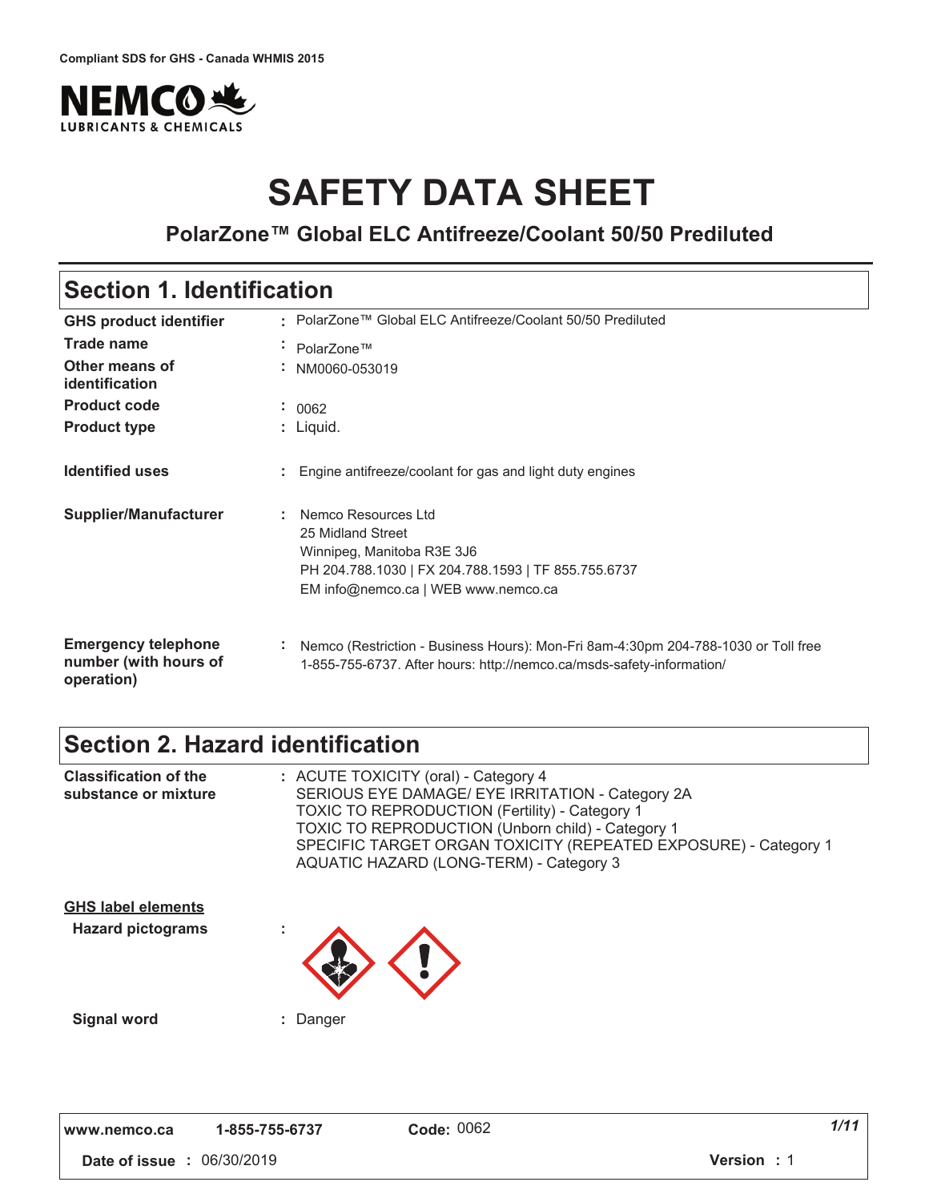Compliant SDS for GHS - Canada WHMIS 2015

NEMCO LUBRICANTS & CHEMICALS

# SAFETY DATA SHEET

## PolarZone™ Global ELC Antifreeze/Coolant 50/50 Prediluted

## Section 1. Identification

| | |
|---|---|
| **GHS product identifier** | : PolarZone™ Global ELC Antifreeze/Coolant 50/50 Prediluted |
| **Trade name** | : PolarZone™ |
| **Other means of identification** | : NM0060-053019 |
| **Product code** | : 0062 |
| **Product type** | : Liquid. |
| **Identified uses** | : Engine antifreeze/coolant for gas and light duty engines |
| **Supplier/Manufacturer** | : Nemco Resources Ltd<br>25 Midland Street<br>Winnipeg, Manitoba R3E 3J6<br>PH 204.788.1030 \| FX 204.788.1593 \| TF 855.755.6737<br>EM info@nemco.ca \| WEB www.nemco.ca |
| **Emergency telephone number (with hours of operation)** | : Nemco (Restriction - Business Hours): Mon-Fri 8am-4:30pm 204-788-1030 or Toll free 1-855-755-6737. After hours: http://nemco.ca/msds-safety-information/ |

## Section 2. Hazard identification

**Classification of the substance or mixture** : ACUTE TOXICITY (oral) - Category 4
SERIOUS EYE DAMAGE/ EYE IRRITATION - Category 2A
TOXIC TO REPRODUCTION (Fertility) - Category 1
TOXIC TO REPRODUCTION (Unborn child) - Category 1
SPECIFIC TARGET ORGAN TOXICITY (REPEATED EXPOSURE) - Category 1
AQUATIC HAZARD (LONG-TERM) - Category 3

**GHS label elements**

**Hazard pictograms** :

**Signal word** : Danger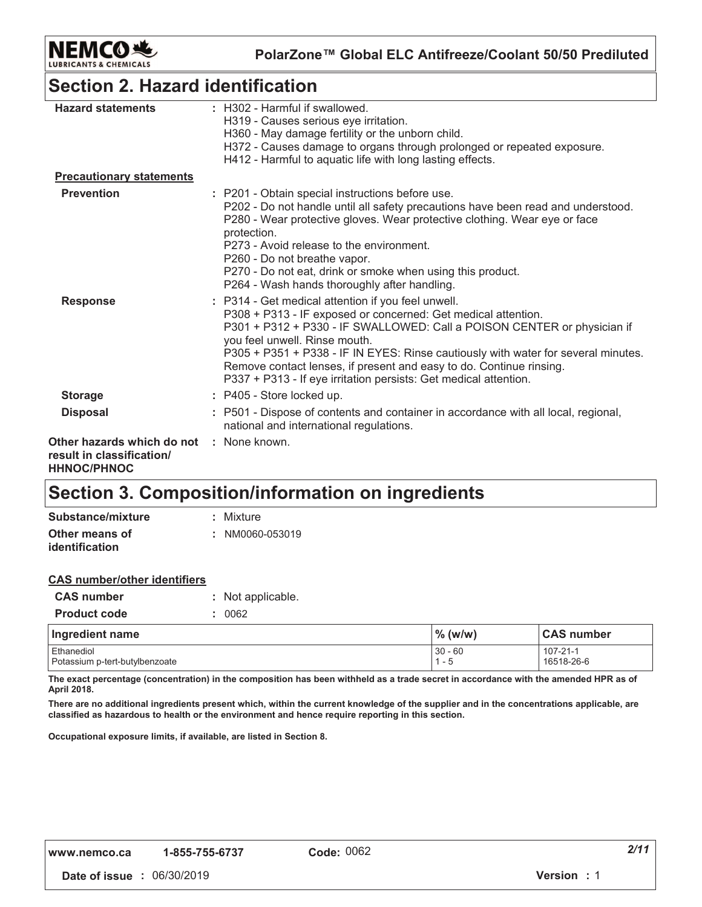## Section 2. Hazard identification

**Hazard statements** : H302 - Harmful if swallowed.
H319 - Causes serious eye irritation.
H360 - May damage fertility or the unborn child.
H372 - Causes damage to organs through prolonged or repeated exposure.
H412 - Harmful to aquatic life with long lasting effects.

**Precautionary statements**

**Prevention** : P201 - Obtain special instructions before use.
P202 - Do not handle until all safety precautions have been read and understood.
P280 - Wear protective gloves. Wear protective clothing. Wear eye or face protection.
P273 - Avoid release to the environment.
P260 - Do not breathe vapor.
P270 - Do not eat, drink or smoke when using this product.
P264 - Wash hands thoroughly after handling.

**Response** : P314 - Get medical attention if you feel unwell.
P308 + P313 - IF exposed or concerned: Get medical attention.
P301 + P312 + P330 - IF SWALLOWED: Call a POISON CENTER or physician if you feel unwell. Rinse mouth.
P305 + P351 + P338 - IF IN EYES: Rinse cautiously with water for several minutes. Remove contact lenses, if present and easy to do. Continue rinsing.
P337 + P313 - If eye irritation persists: Get medical attention.

**Storage** : P405 - Store locked up.

**Disposal** : P501 - Dispose of contents and container in accordance with all local, regional, national and international regulations.

**Other hazards which do not result in classification/ HHNOC/PHNOC** : None known.

## Section 3. Composition/information on ingredients

**Substance/mixture** : Mixture

**Other means of identification** : NM0060-053019

**CAS number/other identifiers**

**CAS number** : Not applicable.

**Product code** : 0062

| Ingredient name | % (w/w) | CAS number |
|---|---|---|
| Ethanediol | 30 - 60 | 107-21-1 |
| Potassium p-tert-butylbenzoate | 1 - 5 | 16518-26-6 |

**The exact percentage (concentration) in the composition has been withheld as a trade secret in accordance with the amended HPR as of April 2018.**

**There are no additional ingredients present which, within the current knowledge of the supplier and in the concentrations applicable, are classified as hazardous to health or the environment and hence require reporting in this section.**

**Occupational exposure limits, if available, are listed in Section 8.**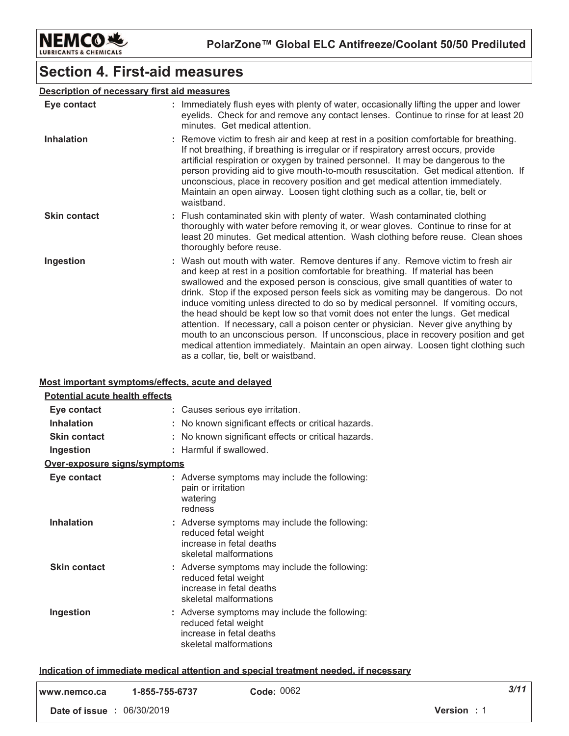# Section 4. First-aid measures

**Description of necessary first aid measures**

| | |
|---|---|
| **Eye contact** | : Immediately flush eyes with plenty of water, occasionally lifting the upper and lower eyelids. Check for and remove any contact lenses. Continue to rinse for at least 20 minutes. Get medical attention. |
| **Inhalation** | : Remove victim to fresh air and keep at rest in a position comfortable for breathing. If not breathing, if breathing is irregular or if respiratory arrest occurs, provide artificial respiration or oxygen by trained personnel. It may be dangerous to the person providing aid to give mouth-to-mouth resuscitation. Get medical attention. If unconscious, place in recovery position and get medical attention immediately. Maintain an open airway. Loosen tight clothing such as a collar, tie, belt or waistband. |
| **Skin contact** | : Flush contaminated skin with plenty of water. Wash contaminated clothing thoroughly with water before removing it, or wear gloves. Continue to rinse for at least 20 minutes. Get medical attention. Wash clothing before reuse. Clean shoes thoroughly before reuse. |
| **Ingestion** | : Wash out mouth with water. Remove dentures if any. Remove victim to fresh air and keep at rest in a position comfortable for breathing. If material has been swallowed and the exposed person is conscious, give small quantities of water to drink. Stop if the exposed person feels sick as vomiting may be dangerous. Do not induce vomiting unless directed to do so by medical personnel. If vomiting occurs, the head should be kept low so that vomit does not enter the lungs. Get medical attention. If necessary, call a poison center or physician. Never give anything by mouth to an unconscious person. If unconscious, place in recovery position and get medical attention immediately. Maintain an open airway. Loosen tight clothing such as a collar, tie, belt or waistband. |

**Most important symptoms/effects, acute and delayed**

**Potential acute health effects**

| | |
|---|---|
| **Eye contact** | : Causes serious eye irritation. |
| **Inhalation** | : No known significant effects or critical hazards. |
| **Skin contact** | : No known significant effects or critical hazards. |
| **Ingestion** | : Harmful if swallowed. |

**Over-exposure signs/symptoms**

| | |
|---|---|
| **Eye contact** | : Adverse symptoms may include the following:<br>pain or irritation<br>watering<br>redness |
| **Inhalation** | : Adverse symptoms may include the following:<br>reduced fetal weight<br>increase in fetal deaths<br>skeletal malformations |
| **Skin contact** | : Adverse symptoms may include the following:<br>reduced fetal weight<br>increase in fetal deaths<br>skeletal malformations |
| **Ingestion** | : Adverse symptoms may include the following:<br>reduced fetal weight<br>increase in fetal deaths<br>skeletal malformations |

**Indication of immediate medical attention and special treatment needed, if necessary**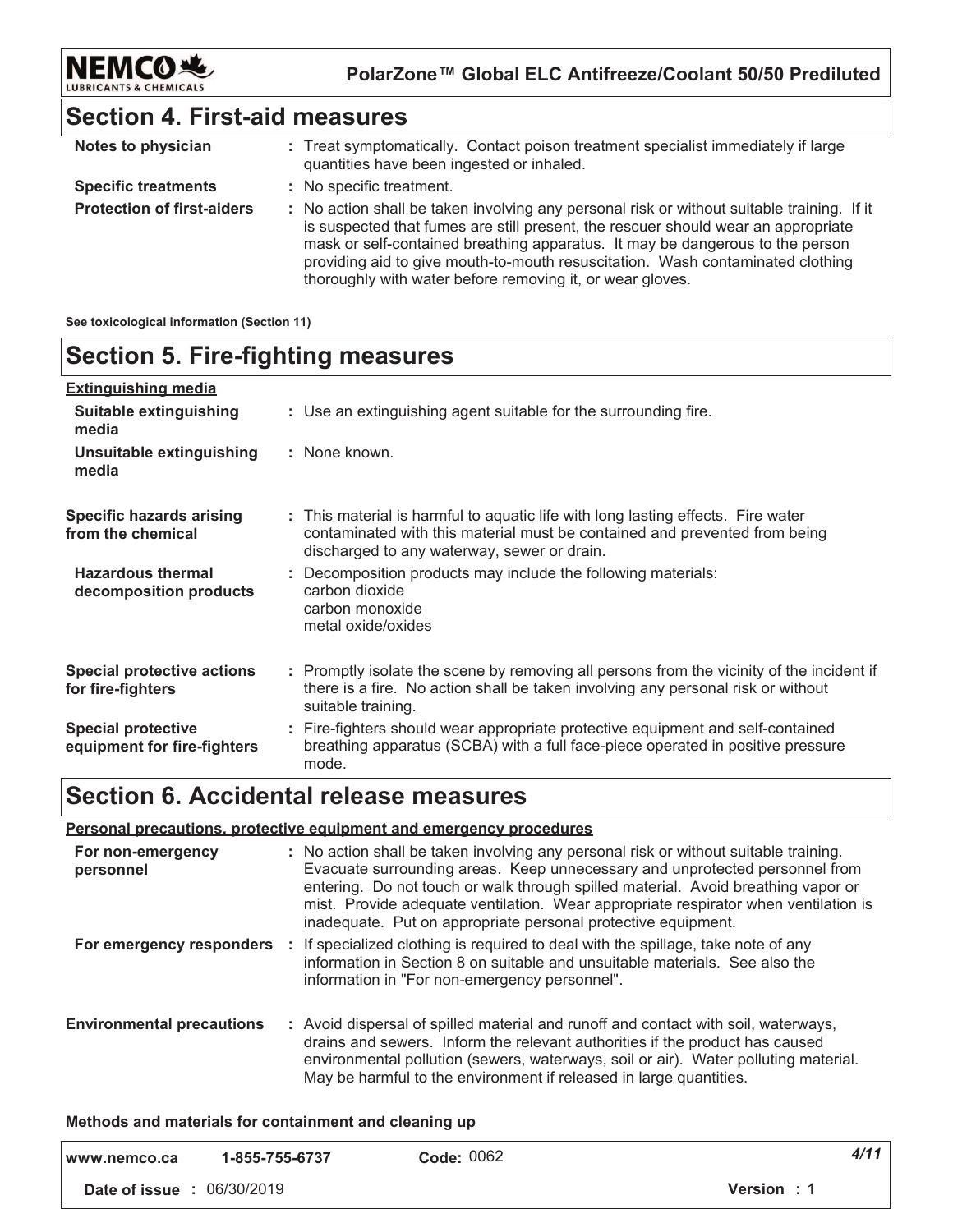## Section 4. First-aid measures

| | |
|---|---|
| **Notes to physician** | : Treat symptomatically. Contact poison treatment specialist immediately if large quantities have been ingested or inhaled. |
| **Specific treatments** | : No specific treatment. |
| **Protection of first-aiders** | : No action shall be taken involving any personal risk or without suitable training. If it is suspected that fumes are still present, the rescuer should wear an appropriate mask or self-contained breathing apparatus. It may be dangerous to the person providing aid to give mouth-to-mouth resuscitation. Wash contaminated clothing thoroughly with water before removing it, or wear gloves. |

**See toxicological information (Section 11)**

## Section 5. Fire-fighting measures

**Extinguishing media**

| | |
|---|---|
| **Suitable extinguishing media** | : Use an extinguishing agent suitable for the surrounding fire. |
| **Unsuitable extinguishing media** | : None known. |
| **Specific hazards arising from the chemical** | : This material is harmful to aquatic life with long lasting effects. Fire water contaminated with this material must be contained and prevented from being discharged to any waterway, sewer or drain. |
| **Hazardous thermal decomposition products** | : Decomposition products may include the following materials: carbon dioxide, carbon monoxide, metal oxide/oxides |
| **Special protective actions for fire-fighters** | : Promptly isolate the scene by removing all persons from the vicinity of the incident if there is a fire. No action shall be taken involving any personal risk or without suitable training. |
| **Special protective equipment for fire-fighters** | : Fire-fighters should wear appropriate protective equipment and self-contained breathing apparatus (SCBA) with a full face-piece operated in positive pressure mode. |

## Section 6. Accidental release measures

**Personal precautions, protective equipment and emergency procedures**

| | |
|---|---|
| **For non-emergency personnel** | : No action shall be taken involving any personal risk or without suitable training. Evacuate surrounding areas. Keep unnecessary and unprotected personnel from entering. Do not touch or walk through spilled material. Avoid breathing vapor or mist. Provide adequate ventilation. Wear appropriate respirator when ventilation is inadequate. Put on appropriate personal protective equipment. |
| **For emergency responders** | : If specialized clothing is required to deal with the spillage, take note of any information in Section 8 on suitable and unsuitable materials. See also the information in "For non-emergency personnel". |
| **Environmental precautions** | : Avoid dispersal of spilled material and runoff and contact with soil, waterways, drains and sewers. Inform the relevant authorities if the product has caused environmental pollution (sewers, waterways, soil or air). Water polluting material. May be harmful to the environment if released in large quantities. |

**Methods and materials for containment and cleaning up**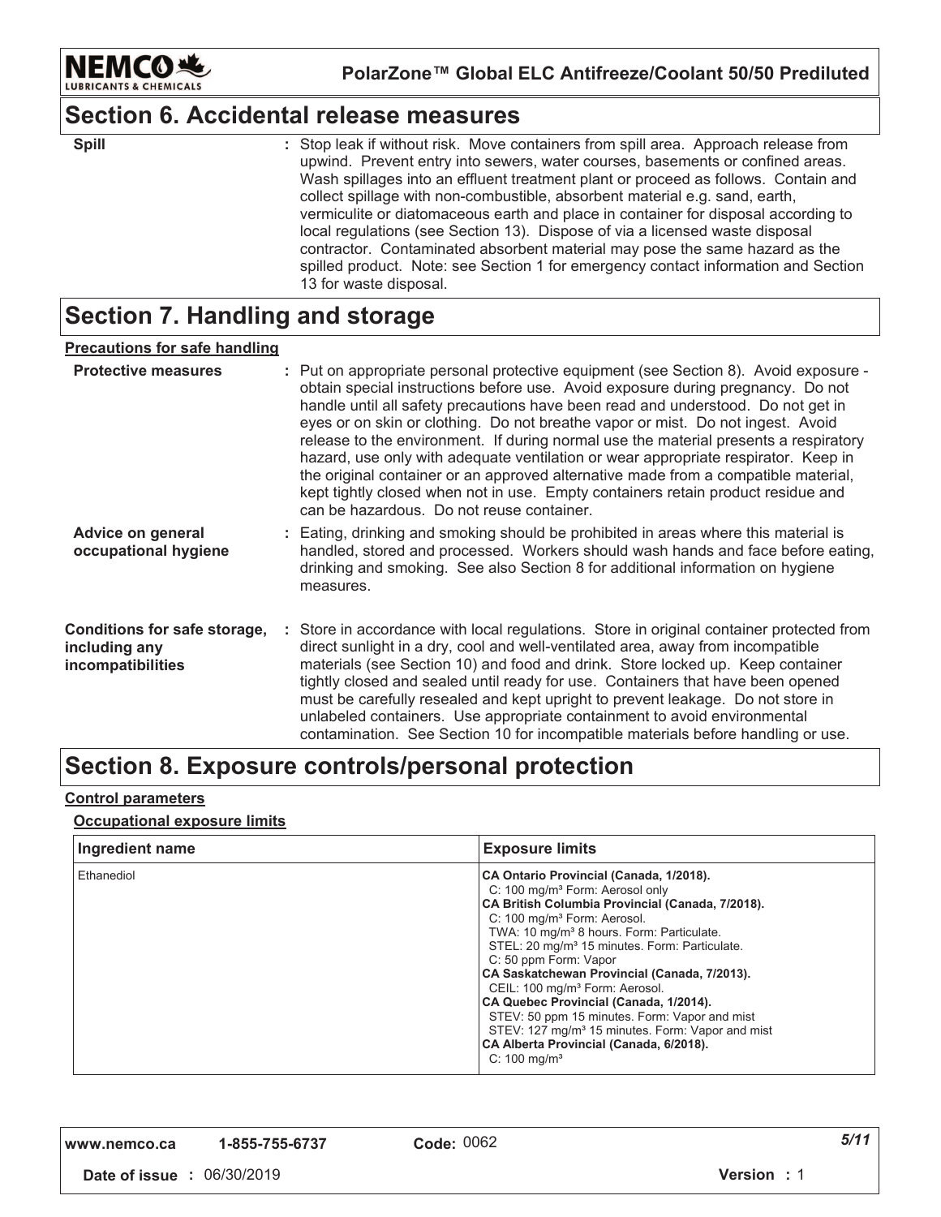## Section 6. Accidental release measures

**Spill** : Stop leak if without risk. Move containers from spill area. Approach release from upwind. Prevent entry into sewers, water courses, basements or confined areas. Wash spillages into an effluent treatment plant or proceed as follows. Contain and collect spillage with non-combustible, absorbent material e.g. sand, earth, vermiculite or diatomaceous earth and place in container for disposal according to local regulations (see Section 13). Dispose of via a licensed waste disposal contractor. Contaminated absorbent material may pose the same hazard as the spilled product. Note: see Section 1 for emergency contact information and Section 13 for waste disposal.

## Section 7. Handling and storage

**Precautions for safe handling**

**Protective measures** : Put on appropriate personal protective equipment (see Section 8). Avoid exposure - obtain special instructions before use. Avoid exposure during pregnancy. Do not handle until all safety precautions have been read and understood. Do not get in eyes or on skin or clothing. Do not breathe vapor or mist. Do not ingest. Avoid release to the environment. If during normal use the material presents a respiratory hazard, use only with adequate ventilation or wear appropriate respirator. Keep in the original container or an approved alternative made from a compatible material, kept tightly closed when not in use. Empty containers retain product residue and can be hazardous. Do not reuse container.

**Advice on general occupational hygiene** : Eating, drinking and smoking should be prohibited in areas where this material is handled, stored and processed. Workers should wash hands and face before eating, drinking and smoking. See also Section 8 for additional information on hygiene measures.

**Conditions for safe storage, including any incompatibilities** : Store in accordance with local regulations. Store in original container protected from direct sunlight in a dry, cool and well-ventilated area, away from incompatible materials (see Section 10) and food and drink. Store locked up. Keep container tightly closed and sealed until ready for use. Containers that have been opened must be carefully resealed and kept upright to prevent leakage. Do not store in unlabeled containers. Use appropriate containment to avoid environmental contamination. See Section 10 for incompatible materials before handling or use.

## Section 8. Exposure controls/personal protection

**Control parameters**

**Occupational exposure limits**

| Ingredient name | Exposure limits |
|---|---|
| Ethanediol | **CA Ontario Provincial (Canada, 1/2018).**<br>C: 100 mg/m³ Form: Aerosol only<br>**CA British Columbia Provincial (Canada, 7/2018).**<br>C: 100 mg/m³ Form: Aerosol.<br>TWA: 10 mg/m³ 8 hours. Form: Particulate.<br>STEL: 20 mg/m³ 15 minutes. Form: Particulate.<br>C: 50 ppm Form: Vapor<br>**CA Saskatchewan Provincial (Canada, 7/2013).**<br>CEIL: 100 mg/m³ Form: Aerosol.<br>**CA Quebec Provincial (Canada, 1/2014).**<br>STEV: 50 ppm 15 minutes. Form: Vapor and mist<br>STEV: 127 mg/m³ 15 minutes. Form: Vapor and mist<br>**CA Alberta Provincial (Canada, 6/2018).**<br>C: 100 mg/m³ |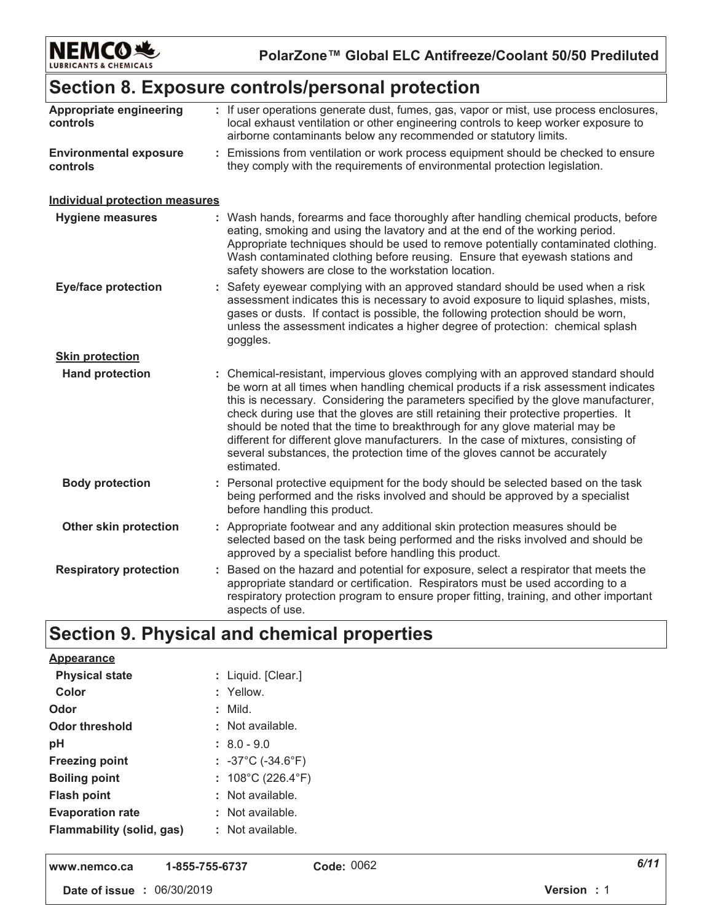## Section 8. Exposure controls/personal protection

| | |
|---|---|
| **Appropriate engineering controls** | : If user operations generate dust, fumes, gas, vapor or mist, use process enclosures, local exhaust ventilation or other engineering controls to keep worker exposure to airborne contaminants below any recommended or statutory limits. |
| **Environmental exposure controls** | : Emissions from ventilation or work process equipment should be checked to ensure they comply with the requirements of environmental protection legislation. |

**Individual protection measures**

| | |
|---|---|
| **Hygiene measures** | : Wash hands, forearms and face thoroughly after handling chemical products, before eating, smoking and using the lavatory and at the end of the working period. Appropriate techniques should be used to remove potentially contaminated clothing. Wash contaminated clothing before reusing. Ensure that eyewash stations and safety showers are close to the workstation location. |
| **Eye/face protection** | : Safety eyewear complying with an approved standard should be used when a risk assessment indicates this is necessary to avoid exposure to liquid splashes, mists, gases or dusts. If contact is possible, the following protection should be worn, unless the assessment indicates a higher degree of protection: chemical splash goggles. |

**Skin protection**

| | |
|---|---|
| **Hand protection** | : Chemical-resistant, impervious gloves complying with an approved standard should be worn at all times when handling chemical products if a risk assessment indicates this is necessary. Considering the parameters specified by the glove manufacturer, check during use that the gloves are still retaining their protective properties. It should be noted that the time to breakthrough for any glove material may be different for different glove manufacturers. In the case of mixtures, consisting of several substances, the protection time of the gloves cannot be accurately estimated. |
| **Body protection** | : Personal protective equipment for the body should be selected based on the task being performed and the risks involved and should be approved by a specialist before handling this product. |
| **Other skin protection** | : Appropriate footwear and any additional skin protection measures should be selected based on the task being performed and the risks involved and should be approved by a specialist before handling this product. |
| **Respiratory protection** | : Based on the hazard and potential for exposure, select a respirator that meets the appropriate standard or certification. Respirators must be used according to a respiratory protection program to ensure proper fitting, training, and other important aspects of use. |

## Section 9. Physical and chemical properties

**Appearance**

| | |
|---|---|
| **Physical state** | : Liquid. [Clear.] |
| **Color** | : Yellow. |
| **Odor** | : Mild. |
| **Odor threshold** | : Not available. |
| **pH** | : 8.0 - 9.0 |
| **Freezing point** | : -37°C (-34.6°F) |
| **Boiling point** | : 108°C (226.4°F) |
| **Flash point** | : Not available. |
| **Evaporation rate** | : Not available. |
| **Flammability (solid, gas)** | : Not available. |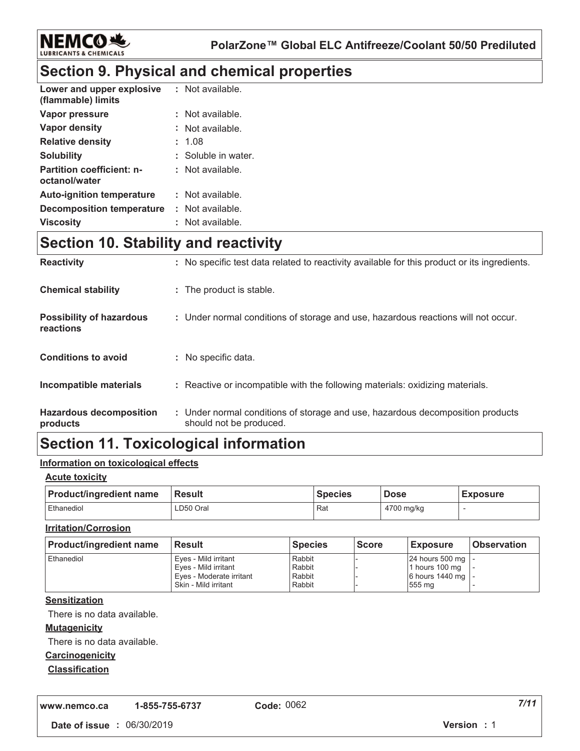## Section 9. Physical and chemical properties

| | |
|---|---|
| **Lower and upper explosive (flammable) limits** | : Not available. |
| **Vapor pressure** | : Not available. |
| **Vapor density** | : Not available. |
| **Relative density** | : 1.08 |
| **Solubility** | : Soluble in water. |
| **Partition coefficient: n-octanol/water** | : Not available. |
| **Auto-ignition temperature** | : Not available. |
| **Decomposition temperature** | : Not available. |
| **Viscosity** | : Not available. |

## Section 10. Stability and reactivity

| | |
|---|---|
| **Reactivity** | : No specific test data related to reactivity available for this product or its ingredients. |
| **Chemical stability** | : The product is stable. |
| **Possibility of hazardous reactions** | : Under normal conditions of storage and use, hazardous reactions will not occur. |
| **Conditions to avoid** | : No specific data. |
| **Incompatible materials** | : Reactive or incompatible with the following materials: oxidizing materials. |
| **Hazardous decomposition products** | : Under normal conditions of storage and use, hazardous decomposition products should not be produced. |

## Section 11. Toxicological information

**Information on toxicological effects**

**Acute toxicity**

| Product/ingredient name | Result | Species | Dose | Exposure |
|---|---|---|---|---|
| Ethanediol | LD50 Oral | Rat | 4700 mg/kg | - |

**Irritation/Corrosion**

| Product/ingredient name | Result | Species | Score | Exposure | Observation |
|---|---|---|---|---|---|
| Ethanediol | Eyes - Mild irritant | Rabbit | - | 24 hours 500 mg | - |
| | Eyes - Mild irritant | Rabbit | - | 1 hours 100 mg | - |
| | Eyes - Moderate irritant | Rabbit | - | 6 hours 1440 mg | - |
| | Skin - Mild irritant | Rabbit | - | 555 mg | - |

**Sensitization**

There is no data available.

**Mutagenicity**

There is no data available.

**Carcinogenicity**

**Classification**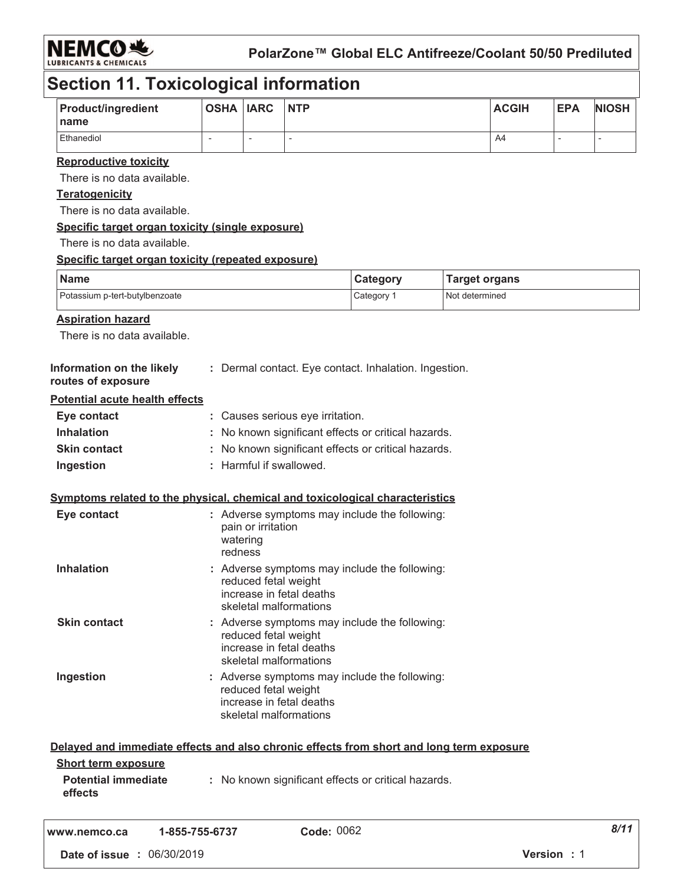## Section 11. Toxicological information

| Product/ingredient name | OSHA | IARC | NTP | ACGIH | EPA | NIOSH |
|---|---|---|---|---|---|---|
| Ethanediol | - | - | - | A4 | - | - |

**Reproductive toxicity**

There is no data available.

**Teratogenicity**

There is no data available.

**Specific target organ toxicity (single exposure)**

There is no data available.

**Specific target organ toxicity (repeated exposure)**

| Name | Category | Target organs |
|---|---|---|
| Potassium p-tert-butylbenzoate | Category 1 | Not determined |

**Aspiration hazard**

There is no data available.

**Information on the likely routes of exposure** : Dermal contact. Eye contact. Inhalation. Ingestion.

**Potential acute health effects**

**Eye contact** : Causes serious eye irritation.

**Inhalation** : No known significant effects or critical hazards.

**Skin contact** : No known significant effects or critical hazards.

**Ingestion** : Harmful if swallowed.

**Symptoms related to the physical, chemical and toxicological characteristics**

**Eye contact** : Adverse symptoms may include the following:
pain or irritation
watering
redness

**Inhalation** : Adverse symptoms may include the following:
reduced fetal weight
increase in fetal deaths
skeletal malformations

**Skin contact** : Adverse symptoms may include the following:
reduced fetal weight
increase in fetal deaths
skeletal malformations

**Ingestion** : Adverse symptoms may include the following:
reduced fetal weight
increase in fetal deaths
skeletal malformations

**Delayed and immediate effects and also chronic effects from short and long term exposure**

**Short term exposure**

**Potential immediate effects** : No known significant effects or critical hazards.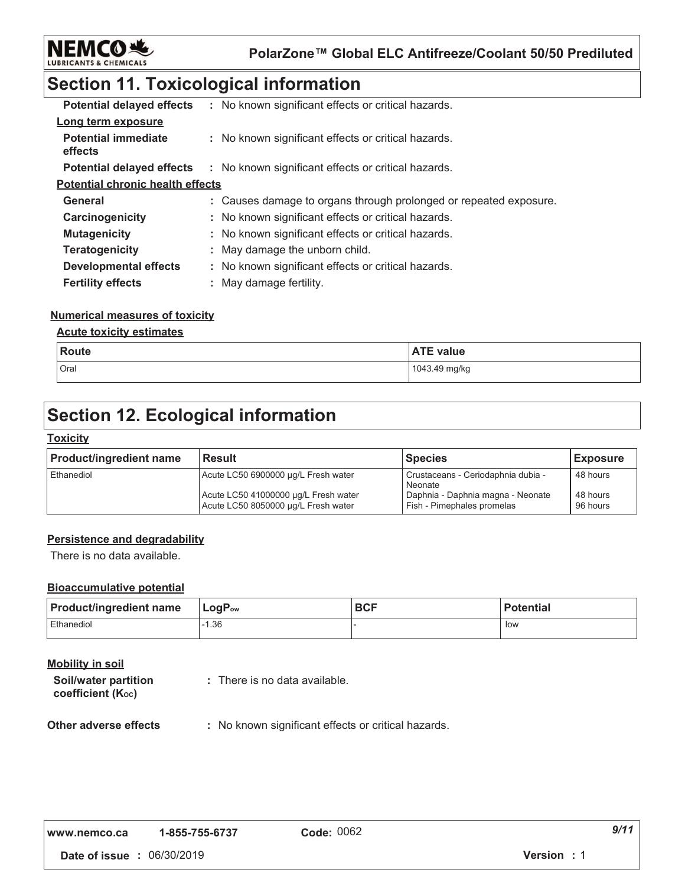## Section 11. Toxicological information

**Potential delayed effects** : No known significant effects or critical hazards.

**Long term exposure**

**Potential immediate effects** : No known significant effects or critical hazards.

**Potential delayed effects** : No known significant effects or critical hazards.

**Potential chronic health effects**

**General** : Causes damage to organs through prolonged or repeated exposure.

**Carcinogenicity** : No known significant effects or critical hazards.

**Mutagenicity** : No known significant effects or critical hazards.

**Teratogenicity** : May damage the unborn child.

**Developmental effects** : No known significant effects or critical hazards.

**Fertility effects** : May damage fertility.

**Numerical measures of toxicity**

**Acute toxicity estimates**

| Route | ATE value |
| --- | --- |
| Oral | 1043.49 mg/kg |

## Section 12. Ecological information

**Toxicity**

| Product/ingredient name | Result | Species | Exposure |
| --- | --- | --- | --- |
| Ethanediol | Acute LC50 6900000 µg/L Fresh water | Crustaceans - Ceriodaphnia dubia - Neonate | 48 hours |
| | Acute LC50 41000000 µg/L Fresh water | Daphnia - Daphnia magna - Neonate | 48 hours |
| | Acute LC50 8050000 µg/L Fresh water | Fish - Pimephales promelas | 96 hours |

**Persistence and degradability**

There is no data available.

**Bioaccumulative potential**

| Product/ingredient name | $LogP_{ow}$ | BCF | Potential |
| --- | --- | --- | --- |
| Ethanediol | -1.36 | - | low |

**Mobility in soil**

**Soil/water partition coefficient ($K_{OC}$)** : There is no data available.

**Other adverse effects** : No known significant effects or critical hazards.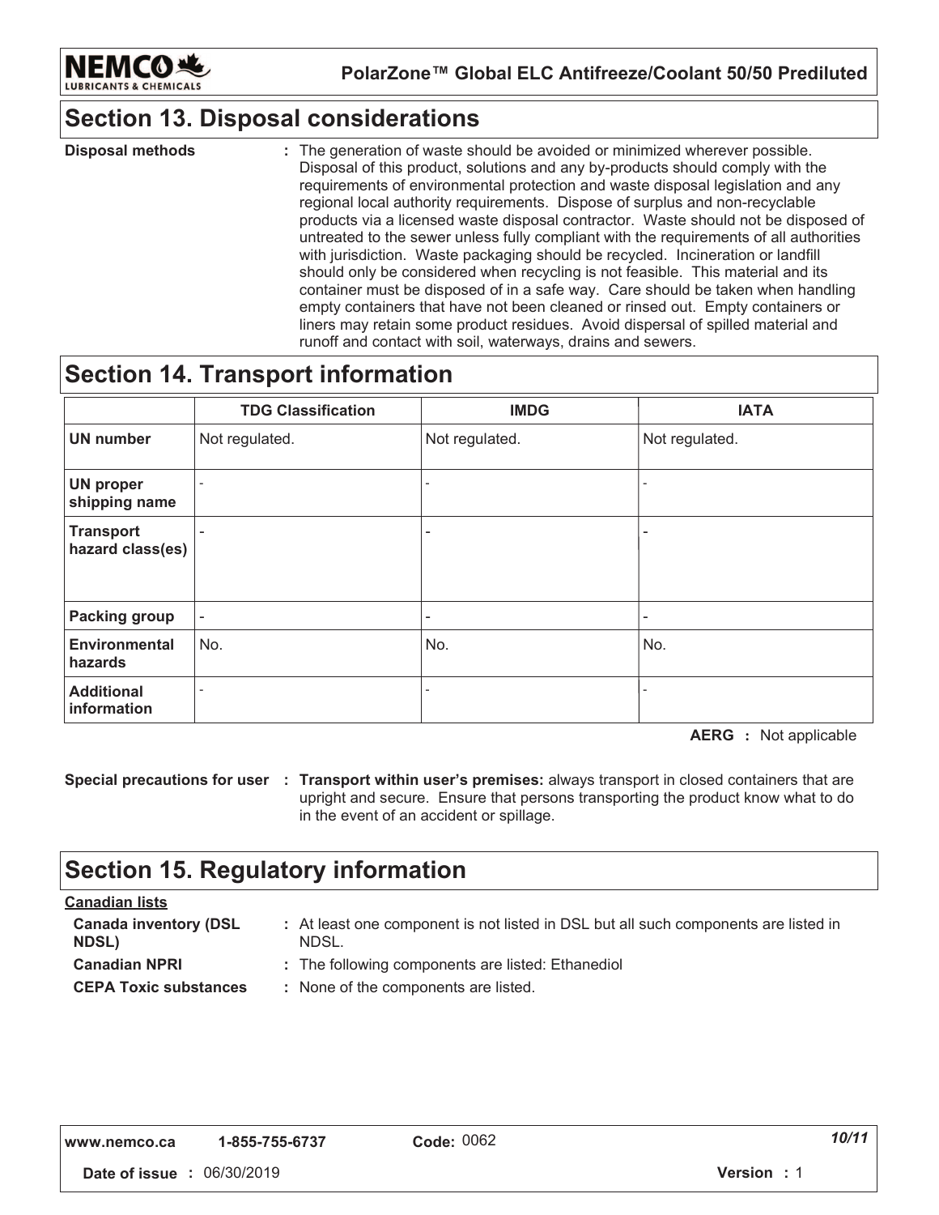## Section 13. Disposal considerations

**Disposal methods** : The generation of waste should be avoided or minimized wherever possible. Disposal of this product, solutions and any by-products should comply with the requirements of environmental protection and waste disposal legislation and any regional local authority requirements. Dispose of surplus and non-recyclable products via a licensed waste disposal contractor. Waste should not be disposed of untreated to the sewer unless fully compliant with the requirements of all authorities with jurisdiction. Waste packaging should be recycled. Incineration or landfill should only be considered when recycling is not feasible. This material and its container must be disposed of in a safe way. Care should be taken when handling empty containers that have not been cleaned or rinsed out. Empty containers or liners may retain some product residues. Avoid dispersal of spilled material and runoff and contact with soil, waterways, drains and sewers.

## Section 14. Transport information

| | TDG Classification | IMDG | IATA |
|---|---|---|---|
| **UN number** | Not regulated. | Not regulated. | Not regulated. |
| **UN proper shipping name** | - | - | - |
| **Transport hazard class(es)** | - | - | - |
| **Packing group** | - | - | - |
| **Environmental hazards** | No. | No. | No. |
| **Additional information** | - | - | - |

**AERG** : Not applicable

**Special precautions for user** : **Transport within user's premises:** always transport in closed containers that are upright and secure. Ensure that persons transporting the product know what to do in the event of an accident or spillage.

## Section 15. Regulatory information

**Canadian lists**

**Canada inventory (DSL NDSL)** : At least one component is not listed in DSL but all such components are listed in NDSL.

**Canadian NPRI** : The following components are listed: Ethanediol

**CEPA Toxic substances** : None of the components are listed.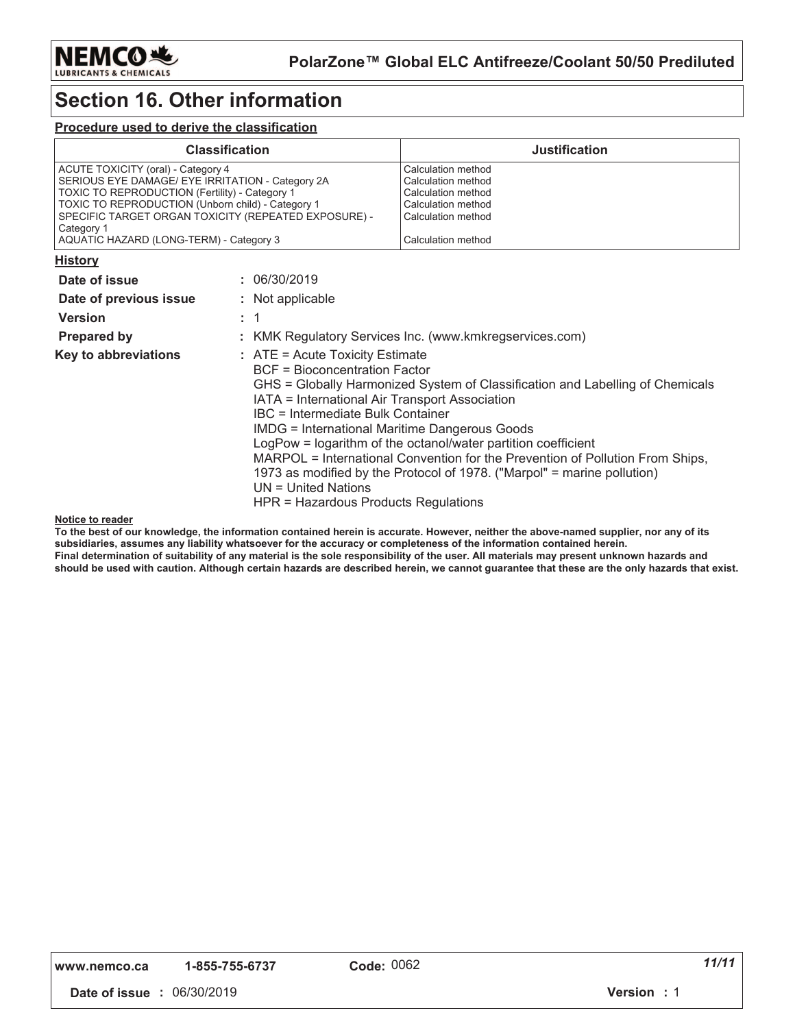# Section 16. Other information

**Procedure used to derive the classification**

| Classification | Justification |
|---|---|
| ACUTE TOXICITY (oral) - Category 4 | Calculation method |
| SERIOUS EYE DAMAGE/ EYE IRRITATION - Category 2A | Calculation method |
| TOXIC TO REPRODUCTION (Fertility) - Category 1 | Calculation method |
| TOXIC TO REPRODUCTION (Unborn child) - Category 1 | Calculation method |
| SPECIFIC TARGET ORGAN TOXICITY (REPEATED EXPOSURE) - Category 1 | Calculation method |
| AQUATIC HAZARD (LONG-TERM) - Category 3 | Calculation method |

**History**

**Date of issue** : 06/30/2019

**Date of previous issue** : Not applicable

**Version** : 1

**Prepared by** : KMK Regulatory Services Inc. (www.kmkregservices.com)

**Key to abbreviations** : ATE = Acute Toxicity Estimate
BCF = Bioconcentration Factor
GHS = Globally Harmonized System of Classification and Labelling of Chemicals
IATA = International Air Transport Association
IBC = Intermediate Bulk Container
IMDG = International Maritime Dangerous Goods
LogPow = logarithm of the octanol/water partition coefficient
MARPOL = International Convention for the Prevention of Pollution From Ships, 1973 as modified by the Protocol of 1978. ("Marpol" = marine pollution)
UN = United Nations
HPR = Hazardous Products Regulations

**Notice to reader**

**To the best of our knowledge, the information contained herein is accurate. However, neither the above-named supplier, nor any of its subsidiaries, assumes any liability whatsoever for the accuracy or completeness of the information contained herein.**
**Final determination of suitability of any material is the sole responsibility of the user. All materials may present unknown hazards and should be used with caution. Although certain hazards are described herein, we cannot guarantee that these are the only hazards that exist.**